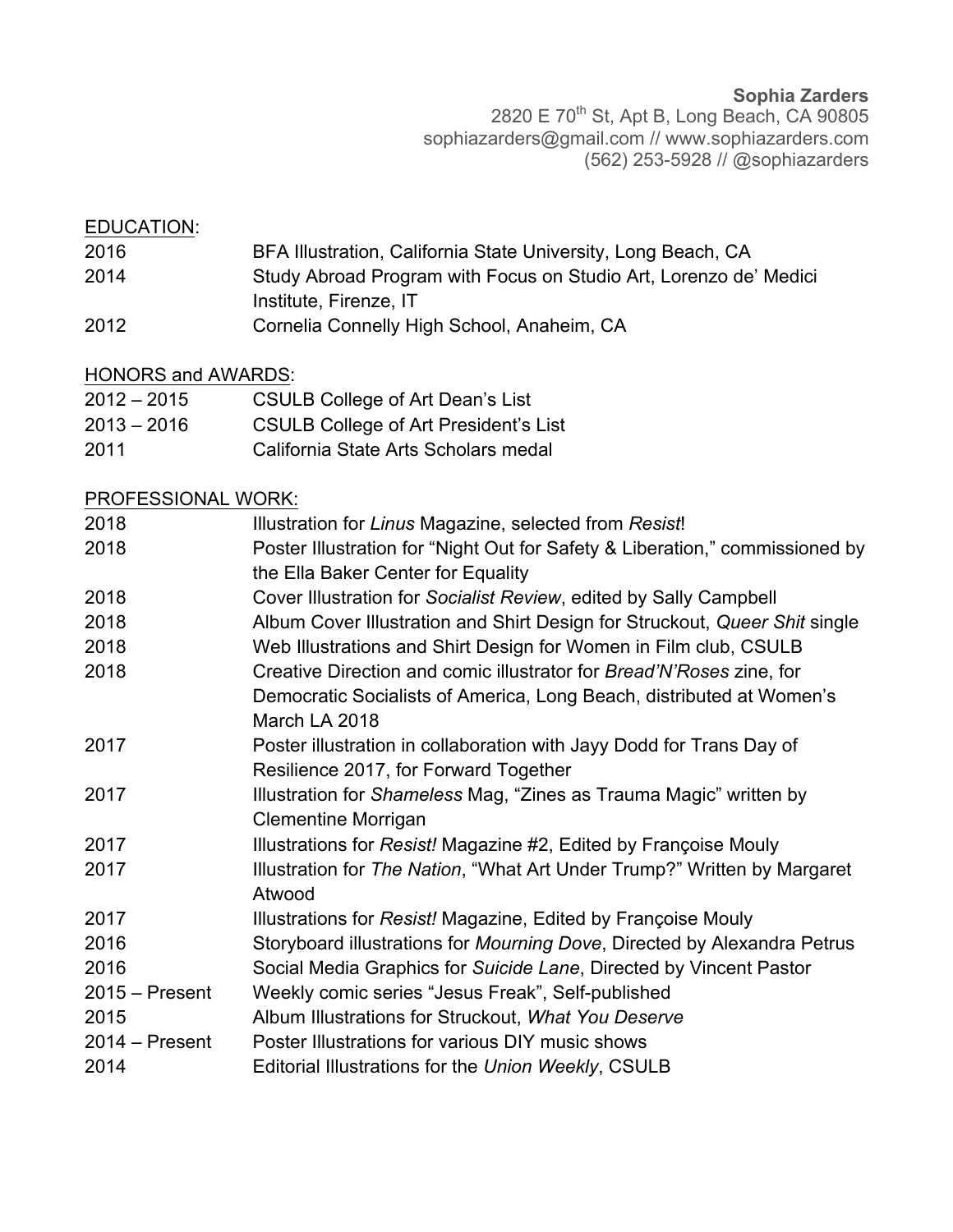**Sophia Zarders**
2820 E 70$^{th}$ St, Apt B, Long Beach, CA 90805
sophiazarders@gmail.com // www.sophiazarders.com
(562) 253-5928 // @sophiazarders

## EDUCATION:

| | |
|---|---|
| 2016 | BFA Illustration, California State University, Long Beach, CA |
| 2014 | Study Abroad Program with Focus on Studio Art, Lorenzo de' Medici Institute, Firenze, IT |
| 2012 | Cornelia Connelly High School, Anaheim, CA |

## HONORS and AWARDS:

| | |
|---|---|
| 2012 – 2015 | CSULB College of Art Dean's List |
| 2013 – 2016 | CSULB College of Art President's List |
| 2011 | California State Arts Scholars medal |

## PROFESSIONAL WORK:

| | |
|---|---|
| 2018 | Illustration for *Linus* Magazine, selected from *Resist*! |
| 2018 | Poster Illustration for "Night Out for Safety & Liberation," commissioned by the Ella Baker Center for Equality |
| 2018 | Cover Illustration for *Socialist Review*, edited by Sally Campbell |
| 2018 | Album Cover Illustration and Shirt Design for Struckout, *Queer Shit* single |
| 2018 | Web Illustrations and Shirt Design for Women in Film club, CSULB |
| 2018 | Creative Direction and comic illustrator for *Bread'N'Roses* zine, for Democratic Socialists of America, Long Beach, distributed at Women's March LA 2018 |
| 2017 | Poster illustration in collaboration with Jayy Dodd for Trans Day of Resilience 2017, for Forward Together |
| 2017 | Illustration for *Shameless* Mag, "Zines as Trauma Magic" written by Clementine Morrigan |
| 2017 | Illustrations for *Resist!* Magazine #2, Edited by Françoise Mouly |
| 2017 | Illustration for *The Nation*, "What Art Under Trump?" Written by Margaret Atwood |
| 2017 | Illustrations for *Resist!* Magazine, Edited by Françoise Mouly |
| 2016 | Storyboard illustrations for *Mourning Dove*, Directed by Alexandra Petrus |
| 2016 | Social Media Graphics for *Suicide Lane*, Directed by Vincent Pastor |
| 2015 – Present | Weekly comic series "Jesus Freak", Self-published |
| 2015 | Album Illustrations for Struckout, *What You Deserve* |
| 2014 – Present | Poster Illustrations for various DIY music shows |
| 2014 | Editorial Illustrations for the *Union Weekly*, CSULB |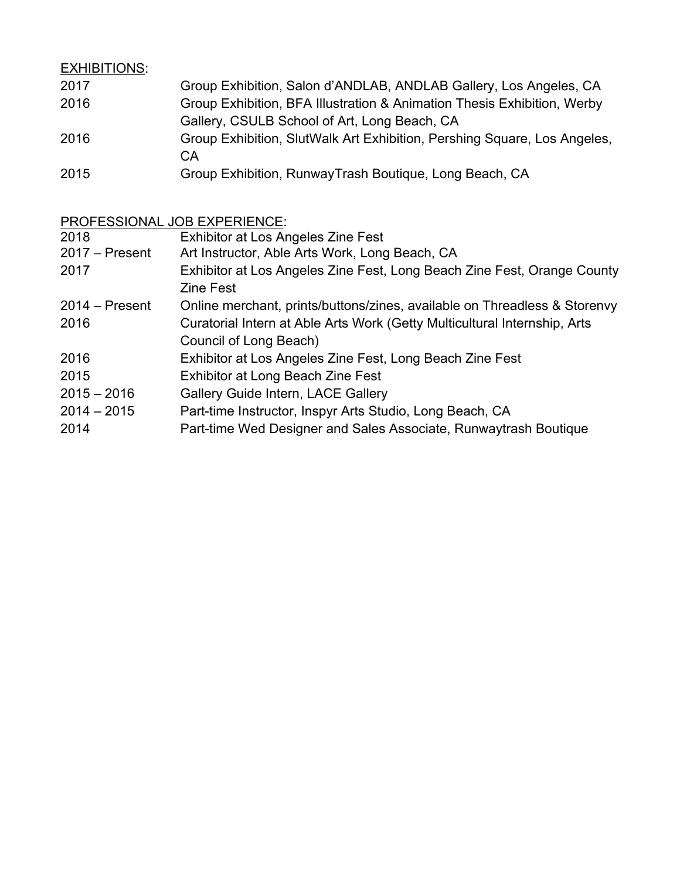EXHIBITIONS:

| | |
|---|---|
| 2017 | Group Exhibition, Salon d'ANDLAB, ANDLAB Gallery, Los Angeles, CA |
| 2016 | Group Exhibition, BFA Illustration & Animation Thesis Exhibition, Werby Gallery, CSULB School of Art, Long Beach, CA |
| 2016 | Group Exhibition, SlutWalk Art Exhibition, Pershing Square, Los Angeles, CA |
| 2015 | Group Exhibition, RunwayTrash Boutique, Long Beach, CA |

PROFESSIONAL JOB EXPERIENCE:

| | |
|---|---|
| 2018 | Exhibitor at Los Angeles Zine Fest |
| 2017 – Present | Art Instructor, Able Arts Work, Long Beach, CA |
| 2017 | Exhibitor at Los Angeles Zine Fest, Long Beach Zine Fest, Orange County Zine Fest |
| 2014 – Present | Online merchant, prints/buttons/zines, available on Threadless & Storenvy |
| 2016 | Curatorial Intern at Able Arts Work (Getty Multicultural Internship, Arts Council of Long Beach) |
| 2016 | Exhibitor at Los Angeles Zine Fest, Long Beach Zine Fest |
| 2015 | Exhibitor at Long Beach Zine Fest |
| 2015 – 2016 | Gallery Guide Intern, LACE Gallery |
| 2014 – 2015 | Part-time Instructor, Inspyr Arts Studio, Long Beach, CA |
| 2014 | Part-time Wed Designer and Sales Associate, Runwaytrash Boutique |